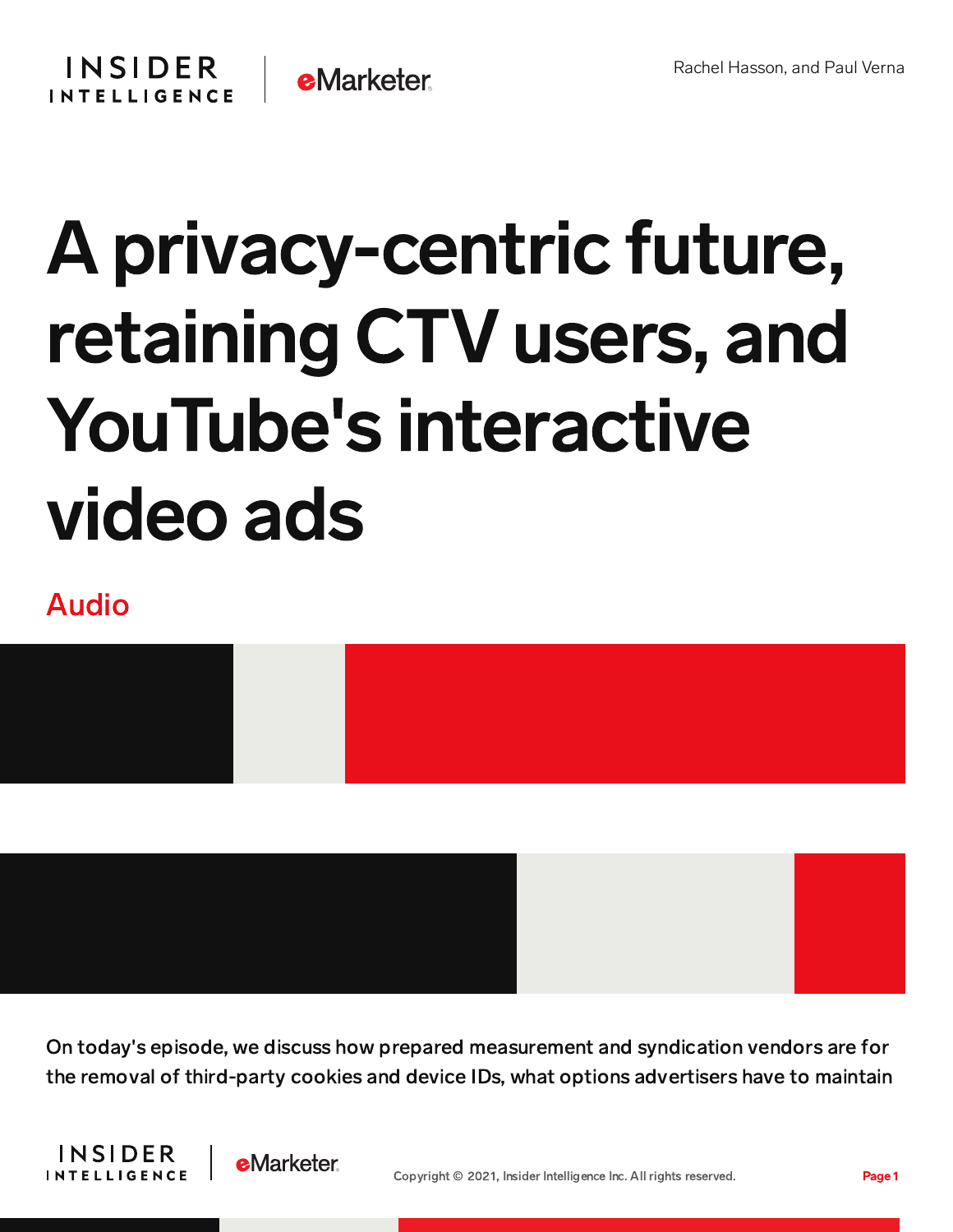Rachel Hasson, and Paul Verna

# A privacy-centric future, retaining CTV users, and YouTube's interactive video ads

Audio

On today's episode, we discuss how prepared measurement and syndication vendors are for the removal of third-party cookies and device IDs, what options advertisers have to maintain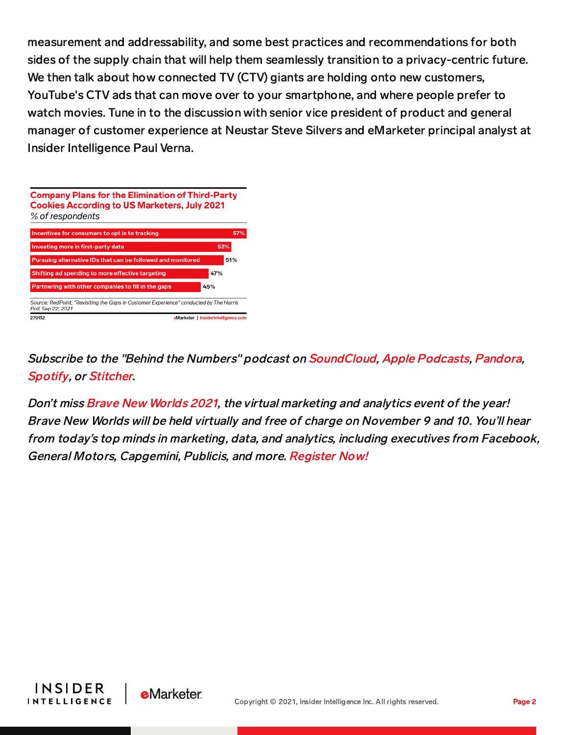measurement and addressability, and some best practices and recommendations for both sides of the supply chain that will help them seamlessly transition to a privacy-centric future. We then talk about how connected TV (CTV) giants are holding onto new customers, YouTube's CTV ads that can move over to your smartphone, and where people prefer to watch movies. Tune in to the discussion with senior vice president of product and general manager of customer experience at Neustar Steve Silvers and eMarketer principal analyst at Insider Intelligence Paul Verna.

**Company Plans for the Elimination of Third-Party Cookies According to US Marketers, July 2021**
*% of respondents*

Incentives for consumers to opt in to tracking 57%
Investing more in first-party data 53%
Pursuing alternative IDs that can be followed and monitored 51%
Shifting ad spending to more effective targeting 47%
Partnering with other companies to fill in the gaps 45%

*Source: RedPoint, "Revisiting the Gaps in Customer Experience" conducted by The Harris Poll, Sep 22, 2021*

270132 eMarketer | InsiderIntelligence.com

*Subscribe to the "Behind the Numbers" podcast on SoundCloud, Apple Podcasts, Pandora, Spotify, or Stitcher.*

*Don't miss Brave New Worlds 2021, the virtual marketing and analytics event of the year! Brave New Worlds will be held virtually and free of charge on November 9 and 10. You'll hear from today's top minds in marketing, data, and analytics, including executives from Facebook, General Motors, Capgemini, Publicis, and more. Register Now!*